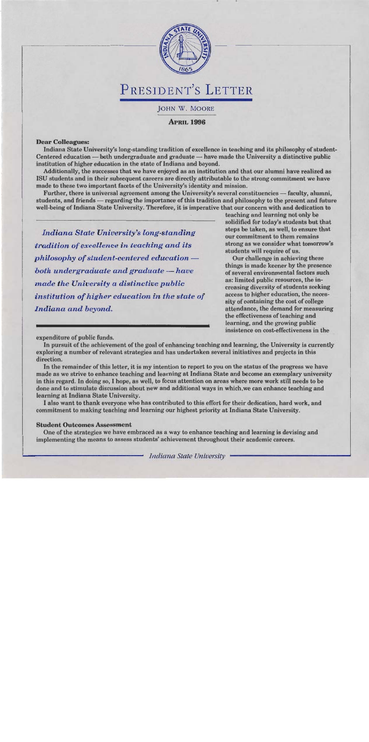# President's Letter

John W. Moore

**April 1996**

**Dear Colleagues:**

Indiana State University's long-standing tradition of excellence in teaching and its philosophy of student-Centered education — both undergraduate and graduate — have made the University a distinctive public institution of higher education in the state of Indiana and beyond.

Additionally, the successes that we have enjoyed as an institution and that our alumni have realized as ISU students and in their subsequent careers are directly attributable to the strong commitment we have made to these two important facets of the University's identity and mission.

Further, there is universal agreement among the University's several constituencies — faculty, alumni, students, and friends — regarding the importance of this tradition and philosophy to the present and future well-being of Indiana State University. Therefore, it is imperative that our concern with and dedication to teaching and learning not only be solidified for today's students but that steps be taken, as well, to ensure that our commitment to them remains strong as we consider what tomorrow's students will require of us.

> *Indiana State University's long-standing tradition of excellence in teaching and its philosophy of student-centered education — both undergraduate and graduate — have made the University a distinctive public institution of higher education in the state of Indiana and beyond.*

Our challenge in achieving these things is made keener by the presence of several environmental factors such as: limited public resources, the increasing diversity of students seeking access to higher education, the necessity of containing the cost of college attendance, the demand for measuring the effectiveness of teaching and learning, and the growing public insistence on cost-effectiveness in the expenditure of public funds.

In pursuit of the achievement of the goal of enhancing teaching and learning, the University is currently exploring a number of relevant strategies and has undertaken several initiatives and projects in this direction.

In the remainder of this letter, it is my intention to report to you on the status of the progress we have made as we strive to enhance teaching and learning at Indiana State and become an exemplary university in this regard. In doing so, I hope, as well, to focus attention on areas where more work still needs to be done and to stimulate discussion about new and additional ways in which,we can enhance teaching and learning at Indiana State University.

I also want to thank everyone who has contributed to this effort for their dedication, hard work, and commitment to making teaching and learning our highest priority at Indiana State University.

**Student Outcomes Assessment**

One of the strategies we have embraced as a way to enhance teaching and learning is devising and implementing the means to assess students' achievement throughout their academic careers.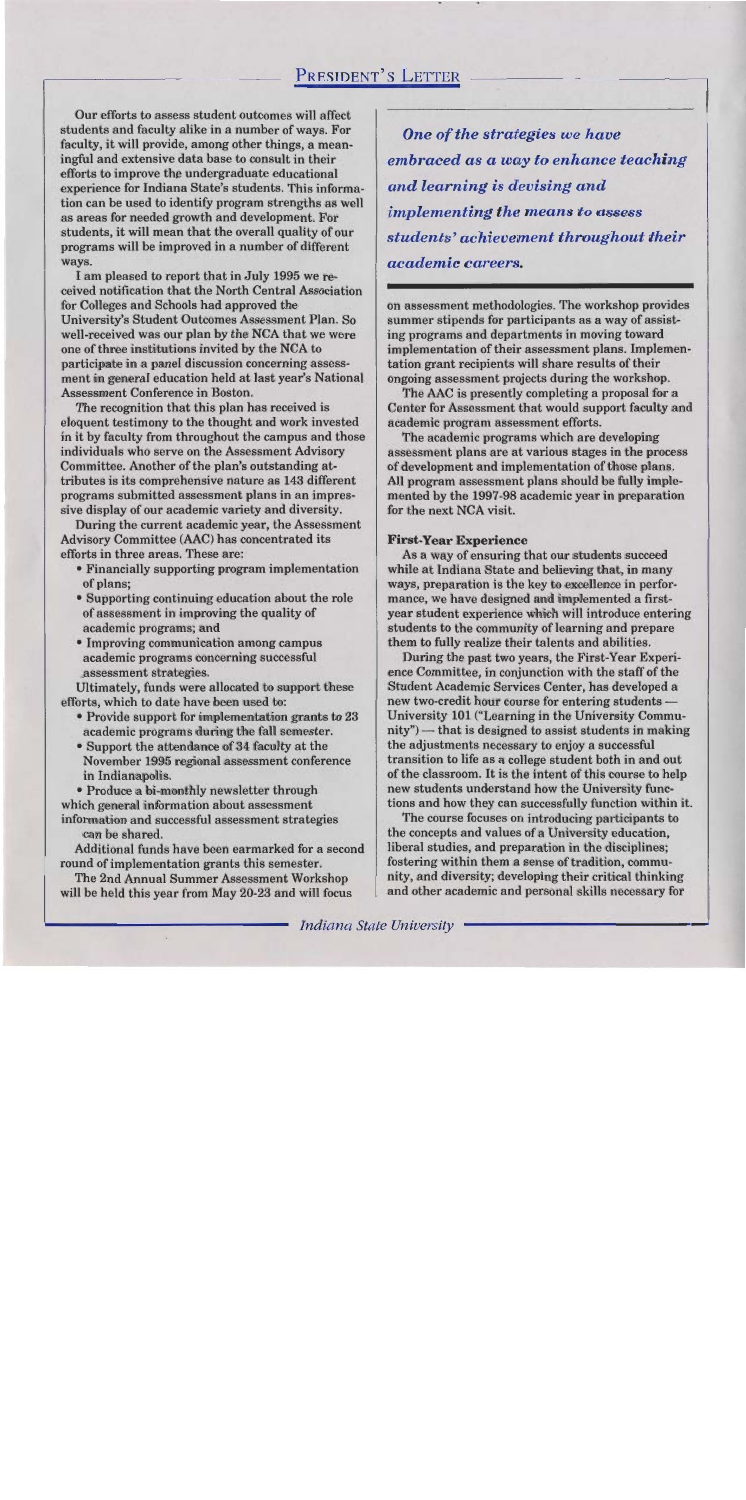Our efforts to assess student outcomes will affect students and faculty alike in a number of ways. For faculty, it will provide, among other things, a meaningful and extensive data base to consult in their efforts to improve the undergraduate educational experience for Indiana State's students. This information can be used to identify program strengths as well as areas for needed growth and development. For students, it will mean that the overall quality of our programs will be improved in a number of different ways.

I am pleased to report that in July 1995 we received notification that the North Central Association for Colleges and Schools had approved the University's Student Outcomes Assessment Plan. So well-received was our plan by the NCA that we were one of three institutions invited by the NCA to participate in a panel discussion concerning assessment in general education held at last year's National Assessment Conference in Boston.

The recognition that this plan has received is eloquent testimony to the thought and work invested in it by faculty from throughout the campus and those individuals who serve on the Assessment Advisory Committee. Another of the plan's outstanding attributes is its comprehensive nature as 143 different programs submitted assessment plans in an impressive display of our academic variety and diversity.

During the current academic year, the Assessment Advisory Committee (AAC) has concentrated its efforts in three areas. These are:

- Financially supporting program implementation of plans;
- Supporting continuing education about the role of assessment in improving the quality of academic programs; and
- Improving communication among campus academic programs concerning successful assessment strategies.

Ultimately, funds were allocated to support these efforts, which to date have been used to:

- Provide support for implementation grants to 23 academic programs during the fall semester.
- Support the attendance of 34 faculty at the November 1995 regional assessment conference in Indianapolis.
- Produce a bi-monthly newsletter through which general information about assessment information and successful assessment strategies can be shared.

Additional funds have been earmarked for a second round of implementation grants this semester.

The 2nd Annual Summer Assessment Workshop will be held this year from May 20-23 and will focus on assessment methodologies. The workshop provides summer stipends for participants as a way of assisting programs and departments in moving toward implementation of their assessment plans. Implementation grant recipients will share results of their ongoing assessment projects during the workshop.

*One of the strategies we have embraced as a way to enhance teaching and learning is devising and implementing the means to assess students' achievement throughout their academic careers.*

The AAC is presently completing a proposal for a Center for Assessment that would support faculty and academic program assessment efforts.

The academic programs which are developing assessment plans are at various stages in the process of development and implementation of those plans. All program assessment plans should be fully implemented by the 1997-98 academic year in preparation for the next NCA visit.

**First-Year Experience**

As a way of ensuring that our students succeed while at Indiana State and believing that, in many ways, preparation is the key to excellence in performance, we have designed and implemented a first-year student experience which will introduce entering students to the community of learning and prepare them to fully realize their talents and abilities.

During the past two years, the First-Year Experience Committee, in conjunction with the staff of the Student Academic Services Center, has developed a new two-credit hour course for entering students — University 101 ("Learning in the University Community") — that is designed to assist students in making the adjustments necessary to enjoy a successful transition to life as a college student both in and out of the classroom. It is the intent of this course to help new students understand how the University functions and how they can successfully function within it.

The course focuses on introducing participants to the concepts and values of a University education, liberal studies, and preparation in the disciplines; fostering within them a sense of tradition, community, and diversity; developing their critical thinking and other academic and personal skills necessary for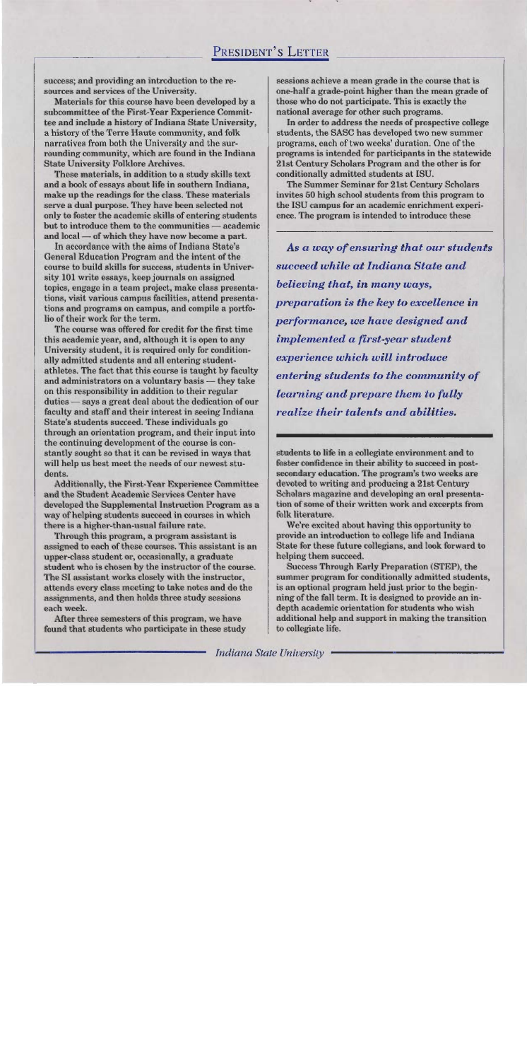success; and providing an introduction to the resources and services of the University.

Materials for this course have been developed by a subcommittee of the First-Year Experience Committee and include a history of Indiana State University, a history of the Terre Haute community, and folk narratives from both the University and the surrounding community, which are found in the Indiana State University Folklore Archives.

These materials, in addition to a study skills text and a book of essays about life in southern Indiana, make up the readings for the class. These materials serve a dual purpose. They have been selected not only to foster the academic skills of entering students but to introduce them to the communities — academic and local — of which they have now become a part.

In accordance with the aims of Indiana State's General Education Program and the intent of the course to build skills for success, students in University 101 write essays, keep journals on assigned topics, engage in a team project, make class presentations, visit various campus facilities, attend presentations and programs on campus, and compile a portfolio of their work for the term.

The course was offered for credit for the first time this academic year, and, although it is open to any University student, it is required only for conditionally admitted students and all entering student-athletes. The fact that this course is taught by faculty and administrators on a voluntary basis — they take on this responsibility in addition to their regular duties — says a great deal about the dedication of our faculty and staff and their interest in seeing Indiana State's students succeed. These individuals go through an orientation program, and their input into the continuing development of the course is constantly sought so that it can be revised in ways that will help us best meet the needs of our newest students.

Additionally, the First-Year Experience Committee and the Student Academic Services Center have developed the Supplemental Instruction Program as a way of helping students succeed in courses in which there is a higher-than-usual failure rate.

Through this program, a program assistant is assigned to each of these courses. This assistant is an upper-class student or, occasionally, a graduate student who is chosen by the instructor of the course. The SI assistant works closely with the instructor, attends every class meeting to take notes and do the assignments, and then holds three study sessions each week.

After three semesters of this program, we have found that students who participate in these study sessions achieve a mean grade in the course that is one-half a grade-point higher than the mean grade of those who do not participate. This is exactly the national average for other such programs.

In order to address the needs of prospective college students, the SASC has developed two new summer programs, each of two weeks' duration. One of the programs is intended for participants in the statewide 21st Century Scholars Program and the other is for conditionally admitted students at ISU.

The Summer Seminar for 21st Century Scholars invites 50 high school students from this program to the ISU campus for an academic enrichment experience. The program is intended to introduce these students to life in a collegiate environment and to foster confidence in their ability to succeed in postsecondary education. The program's two weeks are devoted to writing and producing a 21st Century Scholars magazine and developing an oral presentation of some of their written work and excerpts from folk literature.

We're excited about having this opportunity to provide an introduction to college life and Indiana State for these future collegians, and look forward to helping them succeed.

Success Through Early Preparation (STEP), the summer program for conditionally admitted students, is an optional program held just prior to the beginning of the fall term. It is designed to provide an in-depth academic orientation for students who wish additional help and support in making the transition to collegiate life.

> ***As a way of ensuring that our students succeed while at Indiana State and believing that, in many ways, preparation is the key to excellence in performance, we have designed and implemented a first-year student experience which will introduce entering students to the community of learning and prepare them to fully realize their talents and abilities.***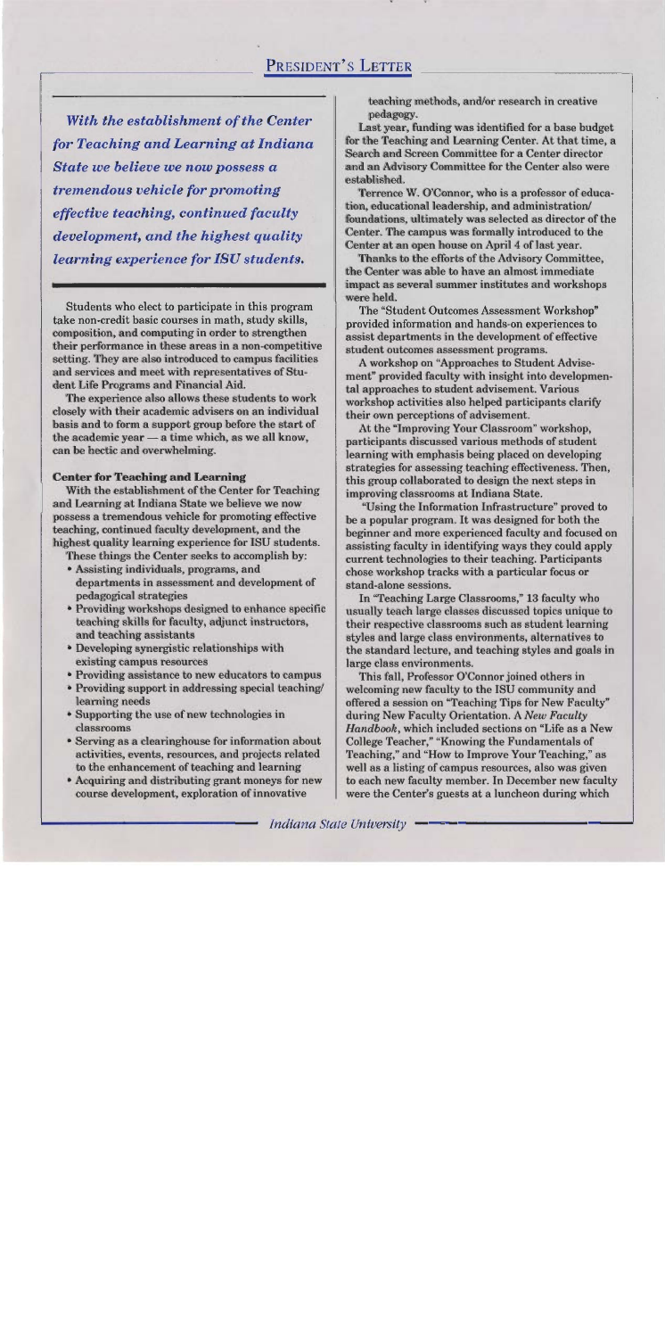*With the establishment of the Center for Teaching and Learning at Indiana State we believe we now possess a tremendous vehicle for promoting effective teaching, continued faculty development, and the highest quality learning experience for ISU students.*

Students who elect to participate in this program take non-credit basic courses in math, study skills, composition, and computing in order to strengthen their performance in these areas in a non-competitive setting. They are also introduced to campus facilities and services and meet with representatives of Student Life Programs and Financial Aid.

The experience also allows these students to work closely with their academic advisers on an individual basis and to form a support group before the start of the academic year — a time which, as we all know, can be hectic and overwhelming.

**Center for Teaching and Learning**

With the establishment of the Center for Teaching and Learning at Indiana State we believe we now possess a tremendous vehicle for promoting effective teaching, continued faculty development, and the highest quality learning experience for ISU students.

These things the Center seeks to accomplish by:

- Assisting individuals, programs, and departments in assessment and development of pedagogical strategies
- Providing workshops designed to enhance specific teaching skills for faculty, adjunct instructors, and teaching assistants
- Developing synergistic relationships with existing campus resources
- Providing assistance to new educators to campus
- Providing support in addressing special teaching/learning needs
- Supporting the use of new technologies in classrooms
- Serving as a clearinghouse for information about activities, events, resources, and projects related to the enhancement of teaching and learning
- Acquiring and distributing grant moneys for new course development, exploration of innovative teaching methods, and/or research in creative pedagogy.

Last year, funding was identified for a base budget for the Teaching and Learning Center. At that time, a Search and Screen Committee for a Center director and an Advisory Committee for the Center also were established.

Terrence W. O'Connor, who is a professor of education, educational leadership, and administration/foundations, ultimately was selected as director of the Center. The campus was formally introduced to the Center at an open house on April 4 of last year.

Thanks to the efforts of the Advisory Committee, the Center was able to have an almost immediate impact as several summer institutes and workshops were held.

The "Student Outcomes Assessment Workshop" provided information and hands-on experiences to assist departments in the development of effective student outcomes assessment programs.

A workshop on "Approaches to Student Advisement" provided faculty with insight into developmental approaches to student advisement. Various workshop activities also helped participants clarify their own perceptions of advisement.

At the "Improving Your Classroom" workshop, participants discussed various methods of student learning with emphasis being placed on developing strategies for assessing teaching effectiveness. Then, this group collaborated to design the next steps in improving classrooms at Indiana State.

"Using the Information Infrastructure" proved to be a popular program. It was designed for both the beginner and more experienced faculty and focused on assisting faculty in identifying ways they could apply current technologies to their teaching. Participants chose workshop tracks with a particular focus or stand-alone sessions.

In "Teaching Large Classrooms," 13 faculty who usually teach large classes discussed topics unique to their respective classrooms such as student learning styles and large class environments, alternatives to the standard lecture, and teaching styles and goals in large class environments.

This fall, Professor O'Connor joined others in welcoming new faculty to the ISU community and offered a session on "Teaching Tips for New Faculty" during New Faculty Orientation. A *New Faculty Handbook*, which included sections on "Life as a New College Teacher," "Knowing the Fundamentals of Teaching," and "How to Improve Your Teaching," as well as a listing of campus resources, also was given to each new faculty member. In December new faculty were the Center's guests at a luncheon during which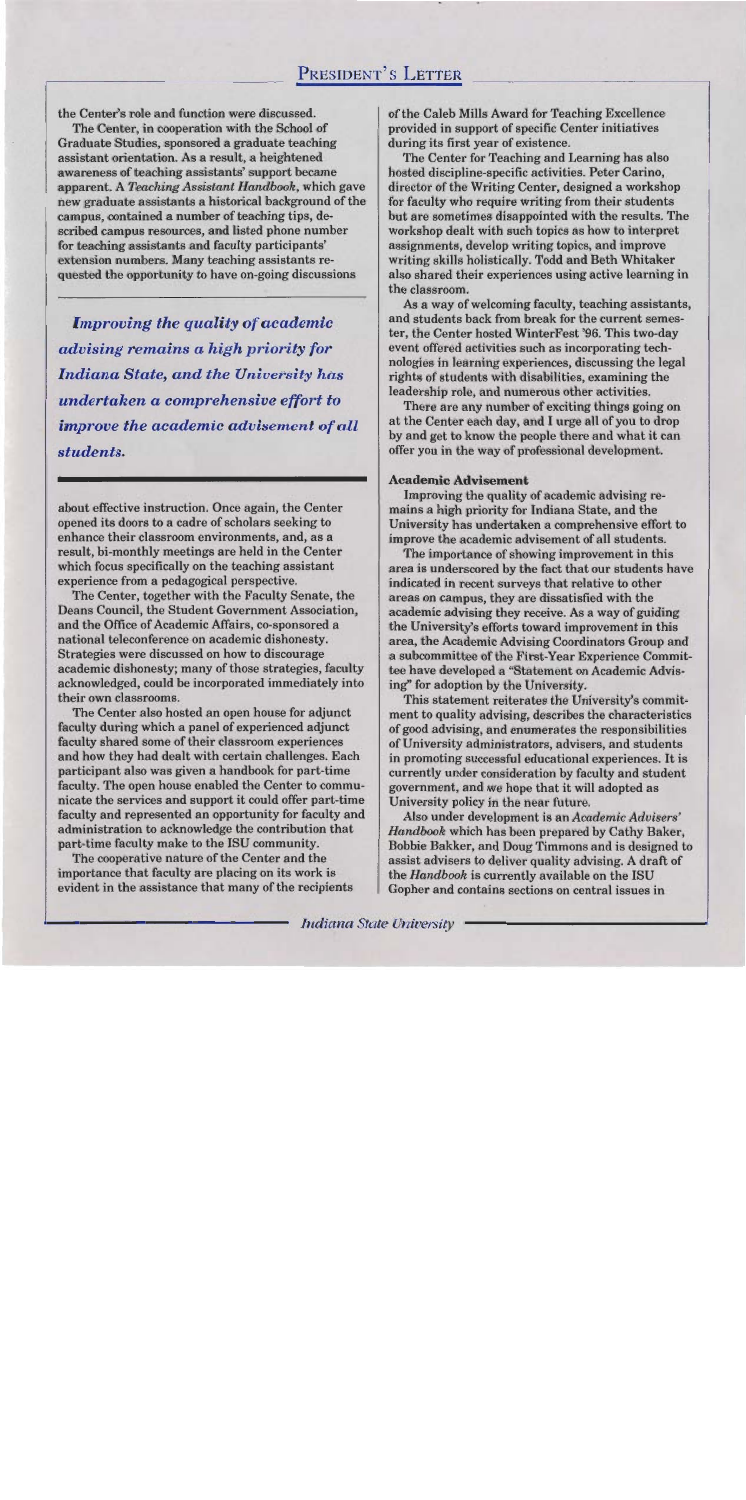the Center's role and function were discussed.

The Center, in cooperation with the School of Graduate Studies, sponsored a graduate teaching assistant orientation. As a result, a heightened awareness of teaching assistants' support became apparent. A *Teaching Assistant Handbook*, which gave new graduate assistants a historical background of the campus, contained a number of teaching tips, described campus resources, and listed phone number for teaching assistants and faculty participants' extension numbers. Many teaching assistants requested the opportunity to have on-going discussions about effective instruction. Once again, the Center opened its doors to a cadre of scholars seeking to enhance their classroom environments, and, as a result, bi-monthly meetings are held in the Center which focus specifically on the teaching assistant experience from a pedagogical perspective.

> ***Improving the quality of academic advising remains a high priority for Indiana State, and the University has undertaken a comprehensive effort to improve the academic advisement of all students.***

The Center, together with the Faculty Senate, the Deans Council, the Student Government Association, and the Office of Academic Affairs, co-sponsored a national teleconference on academic dishonesty. Strategies were discussed on how to discourage academic dishonesty; many of those strategies, faculty acknowledged, could be incorporated immediately into their own classrooms.

The Center also hosted an open house for adjunct faculty during which a panel of experienced adjunct faculty shared some of their classroom experiences and how they had dealt with certain challenges. Each participant also was given a handbook for part-time faculty. The open house enabled the Center to communicate the services and support it could offer part-time faculty and represented an opportunity for faculty and administration to acknowledge the contribution that part-time faculty make to the ISU community.

The cooperative nature of the Center and the importance that faculty are placing on its work is evident in the assistance that many of the recipients of the Caleb Mills Award for Teaching Excellence provided in support of specific Center initiatives during its first year of existence.

The Center for Teaching and Learning has also hosted discipline-specific activities. Peter Carino, director of the Writing Center, designed a workshop for faculty who require writing from their students but are sometimes disappointed with the results. The workshop dealt with such topics as how to interpret assignments, develop writing topics, and improve writing skills holistically. Todd and Beth Whitaker also shared their experiences using active learning in the classroom.

As a way of welcoming faculty, teaching assistants, and students back from break for the current semester, the Center hosted WinterFest '96. This two-day event offered activities such as incorporating technologies in learning experiences, discussing the legal rights of students with disabilities, examining the leadership role, and numerous other activities.

There are any number of exciting things going on at the Center each day, and I urge all of you to drop by and get to know the people there and what it can offer you in the way of professional development.

#### Academic Advisement

Improving the quality of academic advising remains a high priority for Indiana State, and the University has undertaken a comprehensive effort to improve the academic advisement of all students.

The importance of showing improvement in this area is underscored by the fact that our students have indicated in recent surveys that relative to other areas on campus, they are dissatisfied with the academic advising they receive. As a way of guiding the University's efforts toward improvement in this area, the Academic Advising Coordinators Group and a subcommittee of the First-Year Experience Committee have developed a "Statement on Academic Advising" for adoption by the University.

This statement reiterates the University's commitment to quality advising, describes the characteristics of good advising, and enumerates the responsibilities of University administrators, advisers, and students in promoting successful educational experiences. It is currently under consideration by faculty and student government, and we hope that it will adopted as University policy in the near future.

Also under development is an *Academic Advisers' Handbook* which has been prepared by Cathy Baker, Bobbie Bakker, and Doug Timmons and is designed to assist advisers to deliver quality advising. A draft of the *Handbook* is currently available on the ISU Gopher and contains sections on central issues in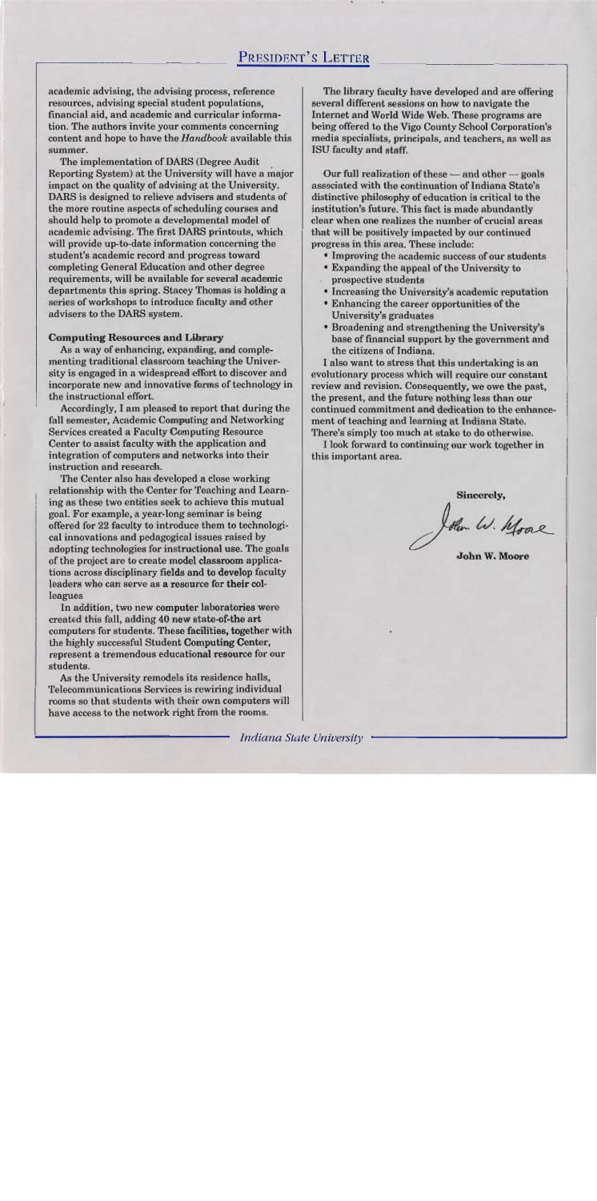academic advising, the advising process, reference resources, advising special student populations, financial aid, and academic and curricular information. The authors invite your comments concerning content and hope to have the *Handbook* available this summer.

The implementation of DARS (Degree Audit Reporting System) at the University will have a major impact on the quality of advising at the University. DARS is designed to relieve advisers and students of the more routine aspects of scheduling courses and should help to promote a developmental model of academic advising. The first DARS printouts, which will provide up-to-date information concerning the student's academic record and progress toward completing General Education and other degree requirements, will be available for several academic departments this spring. Stacey Thomas is holding a series of workshops to introduce faculty and other advisers to the DARS system.

**Computing Resources and Library**

As a way of enhancing, expanding, and complementing traditional classroom teaching the University is engaged in a widespread effort to discover and incorporate new and innovative forms of technology in the instructional effort.

Accordingly, I am pleased to report that during the fall semester, Academic Computing and Networking Services created a Faculty Computing Resource Center to assist faculty with the application and integration of computers and networks into their instruction and research.

The Center also has developed a close working relationship with the Center for Teaching and Learning as these two entities seek to achieve this mutual goal. For example, a year-long seminar is being offered for 22 faculty to introduce them to technological innovations and pedagogical issues raised by adopting technologies for instructional use. The goals of the project are to create model classroom applications across disciplinary fields and to develop faculty leaders who can serve as a resource for their colleagues

In addition, two new computer laboratories were created this fall, adding 40 new state-of-the art computers for students. These facilities, together with the highly successful Student Computing Center, represent a tremendous educational resource for our students.

As the University remodels its residence halls, Telecommunications Services is rewiring individual rooms so that students with their own computers will have access to the network right from the rooms.

The library faculty have developed and are offering several different sessions on how to navigate the Internet and World Wide Web. These programs are being offered to the Vigo County School Corporation's media specialists, principals, and teachers, as well as ISU faculty and staff.

Our full realization of these — and other — goals associated with the continuation of Indiana State's distinctive philosophy of education is critical to the institution's future. This fact is made abundantly clear when one realizes the number of crucial areas that will be positively impacted by our continued progress in this area. These include:

- Improving the academic success of our students
- Expanding the appeal of the University to prospective students
- Increasing the University's academic reputation
- Enhancing the career opportunities of the University's graduates
- Broadening and strengthening the University's base of financial support by the government and the citizens of Indiana.

I also want to stress that this undertaking is an evolutionary process which will require our constant review and revision. Consequently, we owe the past, the present, and the future nothing less than our continued commitment and dedication to the enhancement of teaching and learning at Indiana State. There's simply too much at stake to do otherwise.

I look forward to continuing our work together in this important area.

Sincerely,

John W. Moore

**John W. Moore**